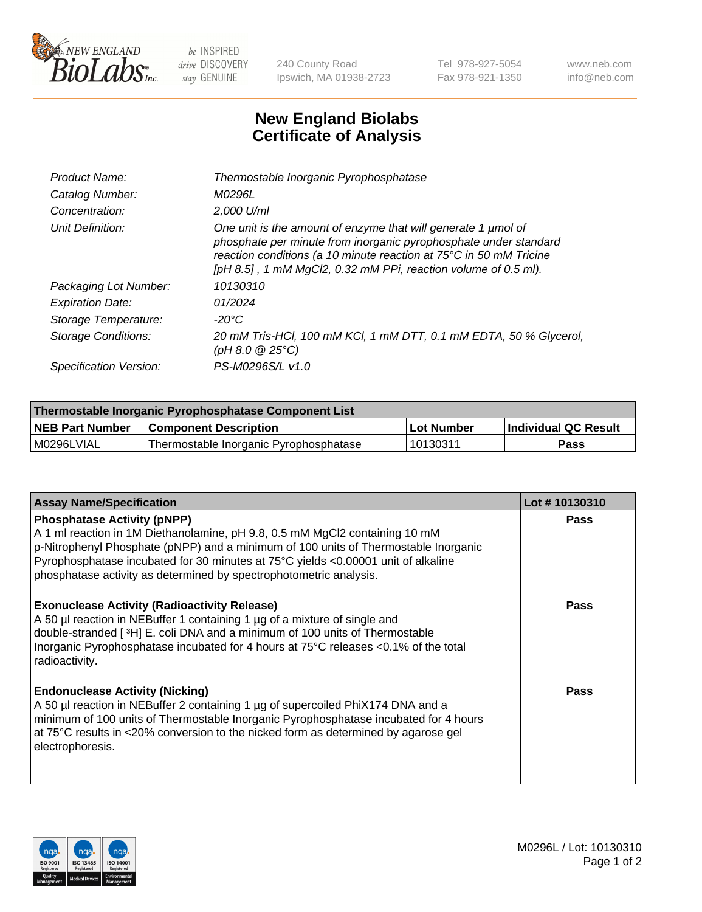# New England Biolabs Certificate of Analysis

| | |
|---|---|
| *Product Name:* | *Thermostable Inorganic Pyrophosphatase* |
| *Catalog Number:* | *M0296L* |
| *Concentration:* | *2,000 U/ml* |
| *Unit Definition:* | *One unit is the amount of enzyme that will generate 1 µmol of phosphate per minute from inorganic pyrophosphate under standard reaction conditions (a 10 minute reaction at 75°C in 50 mM Tricine [pH 8.5] , 1 mM MgCl2, 0.32 mM PPi, reaction volume of 0.5 ml).* |
| *Packaging Lot Number:* | *10130310* |
| *Expiration Date:* | *01/2024* |
| *Storage Temperature:* | *-20°C* |
| *Storage Conditions:* | *20 mM Tris-HCl, 100 mM KCl, 1 mM DTT, 0.1 mM EDTA, 50 % Glycerol, (pH 8.0 @ 25°C)* |
| *Specification Version:* | *PS-M0296S/L v1.0* |

| Thermostable Inorganic Pyrophosphatase Component List | | | |
|---|---|---|---|
| **NEB Part Number** | **Component Description** | **Lot Number** | **Individual QC Result** |
| M0296LVIAL | Thermostable Inorganic Pyrophosphatase | 10130311 | **Pass** |

| Assay Name/Specification | Lot # 10130310 |
|---|---|
| **Phosphatase Activity (pNPP)**<br>A 1 ml reaction in 1M Diethanolamine, pH 9.8, 0.5 mM MgCl2 containing 10 mM p-Nitrophenyl Phosphate (pNPP) and a minimum of 100 units of Thermostable Inorganic Pyrophosphatase incubated for 30 minutes at 75°C yields <0.00001 unit of alkaline phosphatase activity as determined by spectrophotometric analysis. | **Pass** |
| **Exonuclease Activity (Radioactivity Release)**<br>A 50 µl reaction in NEBuffer 1 containing 1 µg of a mixture of single and double-stranded [ $^{3}$H] E. coli DNA and a minimum of 100 units of Thermostable Inorganic Pyrophosphatase incubated for 4 hours at 75°C releases <0.1% of the total radioactivity. | **Pass** |
| **Endonuclease Activity (Nicking)**<br>A 50 µl reaction in NEBuffer 2 containing 1 µg of supercoiled PhiX174 DNA and a minimum of 100 units of Thermostable Inorganic Pyrophosphatase incubated for 4 hours at 75°C results in <20% conversion to the nicked form as determined by agarose gel electrophoresis. | **Pass** |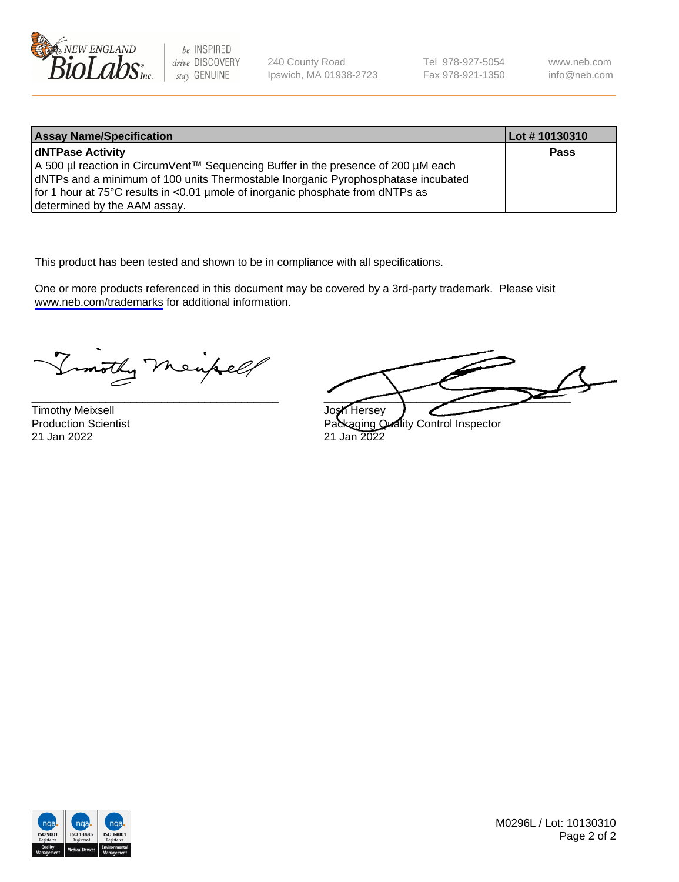| Assay Name/Specification | Lot # 10130310 |
|---|---|
| **dNTPase Activity**<br>A 500 µl reaction in CircumVent™ Sequencing Buffer in the presence of 200 µM each dNTPs and a minimum of 100 units Thermostable Inorganic Pyrophosphatase incubated for 1 hour at 75°C results in <0.01 µmole of inorganic phosphate from dNTPs as determined by the AAM assay. | **Pass** |

This product has been tested and shown to be in compliance with all specifications.

One or more products referenced in this document may be covered by a 3rd-party trademark. Please visit www.neb.com/trademarks for additional information.

Timothy Meixsell
Production Scientist
21 Jan 2022

Josh Hersey
Packaging Quality Control Inspector
21 Jan 2022

M0296L / Lot: 10130310